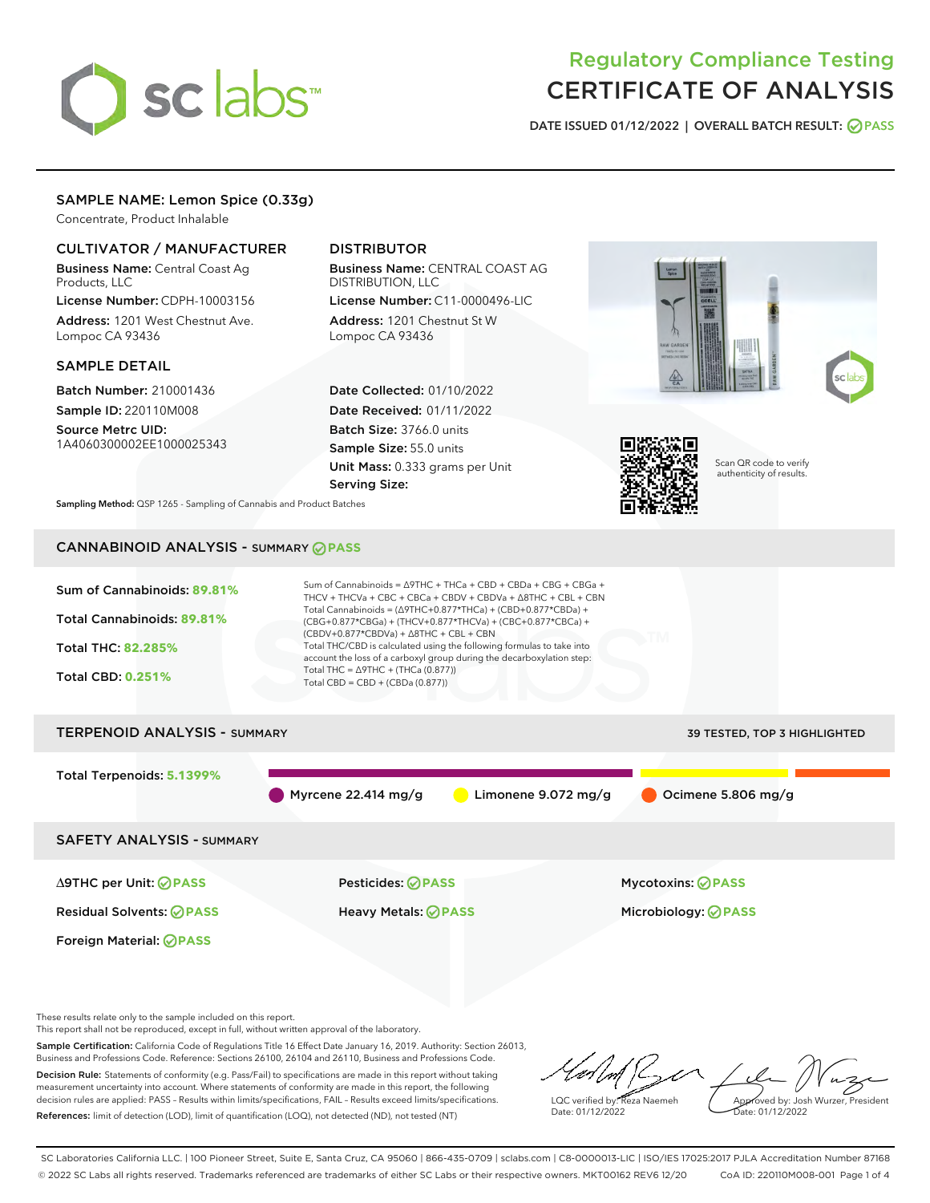# Regulatory Compliance Testing
# CERTIFICATE OF ANALYSIS

DATE ISSUED 01/12/2022 | OVERALL BATCH RESULT: PASS

## SAMPLE NAME: Lemon Spice (0.33g)

Concentrate, Product Inhalable

### CULTIVATOR / MANUFACTURER

**Business Name:** Central Coast Ag Products, LLC
**License Number:** CDPH-10003156
**Address:** 1201 West Chestnut Ave. Lompoc CA 93436

### DISTRIBUTOR

**Business Name:** CENTRAL COAST AG DISTRIBUTION, LLC
**License Number:** C11-0000496-LIC
**Address:** 1201 Chestnut St W Lompoc CA 93436

### SAMPLE DETAIL

**Batch Number:** 210001436
**Sample ID:** 220110M008
**Source Metrc UID:** 1A4060300002EE1000025343

**Date Collected:** 01/10/2022
**Date Received:** 01/11/2022
**Batch Size:** 3766.0 units
**Sample Size:** 55.0 units
**Unit Mass:** 0.333 grams per Unit
**Serving Size:**

Scan QR code to verify authenticity of results.

**Sampling Method:** QSP 1265 - Sampling of Cannabis and Product Batches

## CANNABINOID ANALYSIS - SUMMARY PASS

Sum of Cannabinoids: **89.81%**
Total Cannabinoids: **89.81%**
Total THC: **82.285%**
Total CBD: **0.251%**

Sum of Cannabinoids = Δ9THC + THCa + CBD + CBDa + CBG + CBGa + THCV + THCVa + CBC + CBCa + CBDV + CBDVa + Δ8THC + CBL + CBN
Total Cannabinoids = (Δ9THC+0.877*THCa) + (CBD+0.877*CBDa) + (CBG+0.877*CBGa) + (THCV+0.877*THCVa) + (CBC+0.877*CBCa) + (CBDV+0.877*CBDVa) + Δ8THC + CBL + CBN
Total THC/CBD is calculated using the following formulas to take into account the loss of a carboxyl group during the decarboxylation step:
Total THC = Δ9THC + (THCa (0.877))
Total CBD = CBD + (CBDa (0.877))

## TERPENOID ANALYSIS - SUMMARY

39 TESTED, TOP 3 HIGHLIGHTED

Total Terpenoids: **5.1399%**

Myrcene 22.414 mg/g
Limonene 9.072 mg/g
Ocimene 5.806 mg/g

## SAFETY ANALYSIS - SUMMARY

| | | |
|---|---|---|
| Δ9THC per Unit: PASS | Pesticides: PASS | Mycotoxins: PASS |
| Residual Solvents: PASS | Heavy Metals: PASS | Microbiology: PASS |
| Foreign Material: PASS | | |

These results relate only to the sample included on this report.
This report shall not be reproduced, except in full, without written approval of the laboratory.

**Sample Certification:** California Code of Regulations Title 16 Effect Date January 16, 2019. Authority: Section 26013, Business and Professions Code. Reference: Sections 26100, 26104 and 26110, Business and Professions Code.

**Decision Rule:** Statements of conformity (e.g. Pass/Fail) to specifications are made in this report without taking measurement uncertainty into account. Where statements of conformity are made in this report, the following decision rules are applied: PASS – Results within limits/specifications, FAIL – Results exceed limits/specifications.

**References:** limit of detection (LOD), limit of quantification (LOQ), not detected (ND), not tested (NT)

LQC verified by: Reza Naemeh
Date: 01/12/2022

Approved by: Josh Wurzer, President
Date: 01/12/2022

SC Laboratories California LLC. | 100 Pioneer Street, Suite E, Santa Cruz, CA 95060 | 866-435-0709 | sclabs.com | C8-0000013-LIC | ISO/IES 17025:2017 PJLA Accreditation Number 87168
© 2022 SC Labs all rights reserved. Trademarks referenced are trademarks of either SC Labs or their respective owners. MKT00162 REV6 12/20 CoA ID: 220110M008-001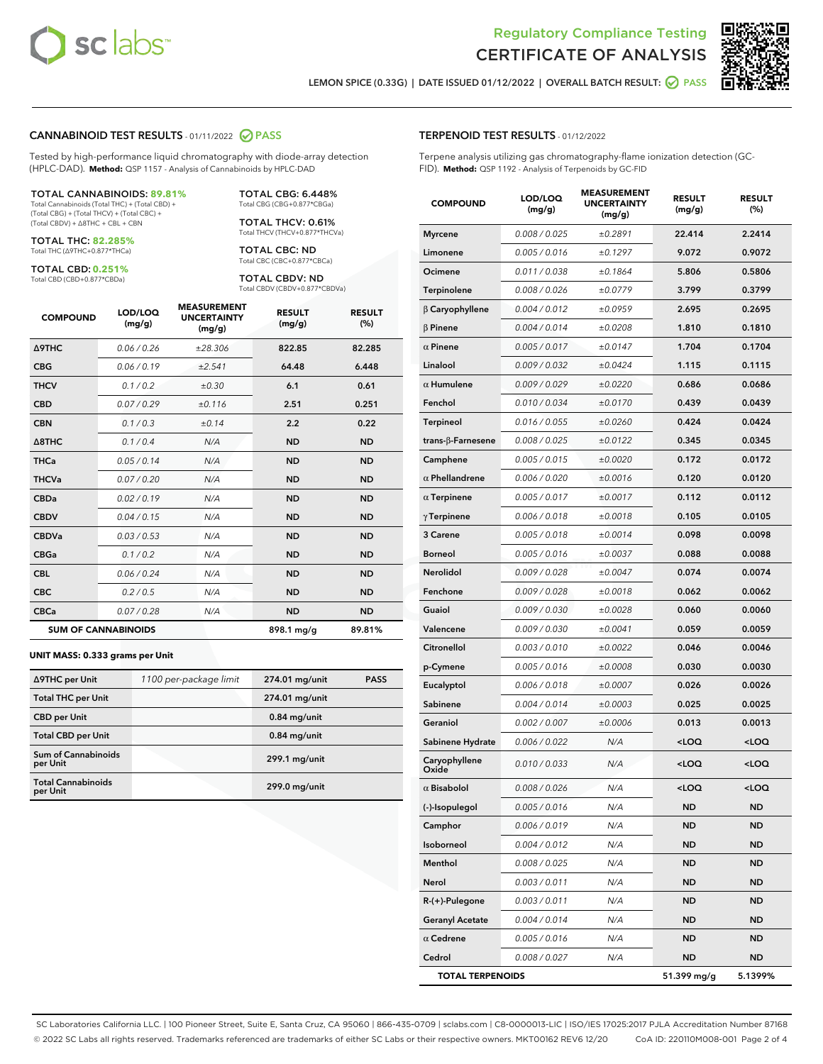Regulatory Compliance Testing
# CERTIFICATE OF ANALYSIS

LEMON SPICE (0.33G) | DATE ISSUED 01/12/2022 | OVERALL BATCH RESULT: PASS

## CANNABINOID TEST RESULTS - 01/11/2022 PASS

Tested by high-performance liquid chromatography with diode-array detection (HPLC-DAD). **Method:** QSP 1157 - Analysis of Cannabinoids by HPLC-DAD

**TOTAL CANNABINOIDS: 89.81%**
Total Cannabinoids (Total THC) + (Total CBD) + (Total CBG) + (Total THCV) + (Total CBC) + (Total CBDV) + Δ8THC + CBL + CBN

**TOTAL THC: 82.285%**
Total THC (Δ9THC+0.877*THCa)

**TOTAL CBD: 0.251%**
Total CBD (CBD+0.877*CBDa)

**TOTAL CBG: 6.448%**
Total CBG (CBG+0.877*CBGa)

**TOTAL THCV: 0.61%**
Total THCV (THCV+0.877*THCVa)

**TOTAL CBC: ND**
Total CBC (CBC+0.877*CBCa)

**TOTAL CBDV: ND**
Total CBDV (CBDV+0.877*CBDVa)

| COMPOUND | LOD/LOQ (mg/g) | MEASUREMENT UNCERTAINTY (mg/g) | RESULT (mg/g) | RESULT (%) |
|---|---|---|---|---|
| Δ9THC | 0.06 / 0.26 | ±28.306 | 822.85 | 82.285 |
| CBG | 0.06 / 0.19 | ±2.541 | 64.48 | 6.448 |
| THCV | 0.1 / 0.2 | ±0.30 | 6.1 | 0.61 |
| CBD | 0.07 / 0.29 | ±0.116 | 2.51 | 0.251 |
| CBN | 0.1 / 0.3 | ±0.14 | 2.2 | 0.22 |
| Δ8THC | 0.1 / 0.4 | N/A | ND | ND |
| THCa | 0.05 / 0.14 | N/A | ND | ND |
| THCVa | 0.07 / 0.20 | N/A | ND | ND |
| CBDa | 0.02 / 0.19 | N/A | ND | ND |
| CBDV | 0.04 / 0.15 | N/A | ND | ND |
| CBDVa | 0.03 / 0.53 | N/A | ND | ND |
| CBGa | 0.1 / 0.2 | N/A | ND | ND |
| CBL | 0.06 / 0.24 | N/A | ND | ND |
| CBC | 0.2 / 0.5 | N/A | ND | ND |
| CBCa | 0.07 / 0.28 | N/A | ND | ND |
| **SUM OF CANNABINOIDS** | | | 898.1 mg/g | 89.81% |

**UNIT MASS: 0.333 grams per Unit**

| | | | |
|---|---|---|---|
| Δ9THC per Unit | 1100 per-package limit | 274.01 mg/unit | PASS |
| Total THC per Unit | | 274.01 mg/unit | |
| CBD per Unit | | 0.84 mg/unit | |
| Total CBD per Unit | | 0.84 mg/unit | |
| Sum of Cannabinoids per Unit | | 299.1 mg/unit | |
| Total Cannabinoids per Unit | | 299.0 mg/unit | |

## TERPENOID TEST RESULTS - 01/12/2022

Terpene analysis utilizing gas chromatography-flame ionization detection (GC-FID). **Method:** QSP 1192 - Analysis of Terpenoids by GC-FID

| COMPOUND | LOD/LOQ (mg/g) | MEASUREMENT UNCERTAINTY (mg/g) | RESULT (mg/g) | RESULT (%) |
|---|---|---|---|---|
| Myrcene | 0.008 / 0.025 | ±0.2891 | 22.414 | 2.2414 |
| Limonene | 0.005 / 0.016 | ±0.1297 | 9.072 | 0.9072 |
| Ocimene | 0.011 / 0.038 | ±0.1864 | 5.806 | 0.5806 |
| Terpinolene | 0.008 / 0.026 | ±0.0779 | 3.799 | 0.3799 |
| β Caryophyllene | 0.004 / 0.012 | ±0.0959 | 2.695 | 0.2695 |
| β Pinene | 0.004 / 0.014 | ±0.0208 | 1.810 | 0.1810 |
| α Pinene | 0.005 / 0.017 | ±0.0147 | 1.704 | 0.1704 |
| Linalool | 0.009 / 0.032 | ±0.0424 | 1.115 | 0.1115 |
| α Humulene | 0.009 / 0.029 | ±0.0220 | 0.686 | 0.0686 |
| Fenchol | 0.010 / 0.034 | ±0.0170 | 0.439 | 0.0439 |
| Terpineol | 0.016 / 0.055 | ±0.0260 | 0.424 | 0.0424 |
| trans-β-Farnesene | 0.008 / 0.025 | ±0.0122 | 0.345 | 0.0345 |
| Camphene | 0.005 / 0.015 | ±0.0020 | 0.172 | 0.0172 |
| α Phellandrene | 0.006 / 0.020 | ±0.0016 | 0.120 | 0.0120 |
| α Terpinene | 0.005 / 0.017 | ±0.0017 | 0.112 | 0.0112 |
| γ Terpinene | 0.006 / 0.018 | ±0.0018 | 0.105 | 0.0105 |
| 3 Carene | 0.005 / 0.018 | ±0.0014 | 0.098 | 0.0098 |
| Borneol | 0.005 / 0.016 | ±0.0037 | 0.088 | 0.0088 |
| Nerolidol | 0.009 / 0.028 | ±0.0047 | 0.074 | 0.0074 |
| Fenchone | 0.009 / 0.028 | ±0.0018 | 0.062 | 0.0062 |
| Guaiol | 0.009 / 0.030 | ±0.0028 | 0.060 | 0.0060 |
| Valencene | 0.009 / 0.030 | ±0.0041 | 0.059 | 0.0059 |
| Citronellol | 0.003 / 0.010 | ±0.0022 | 0.046 | 0.0046 |
| p-Cymene | 0.005 / 0.016 | ±0.0008 | 0.030 | 0.0030 |
| Eucalyptol | 0.006 / 0.018 | ±0.0007 | 0.026 | 0.0026 |
| Sabinene | 0.004 / 0.014 | ±0.0003 | 0.025 | 0.0025 |
| Geraniol | 0.002 / 0.007 | ±0.0006 | 0.013 | 0.0013 |
| Sabinene Hydrate | 0.006 / 0.022 | N/A | <LOQ | <LOQ |
| Caryophyllene Oxide | 0.010 / 0.033 | N/A | <LOQ | <LOQ |
| α Bisabolol | 0.008 / 0.026 | N/A | <LOQ | <LOQ |
| (-)-Isopulegol | 0.005 / 0.016 | N/A | ND | ND |
| Camphor | 0.006 / 0.019 | N/A | ND | ND |
| Isoborneol | 0.004 / 0.012 | N/A | ND | ND |
| Menthol | 0.008 / 0.025 | N/A | ND | ND |
| Nerol | 0.003 / 0.011 | N/A | ND | ND |
| R-(+)-Pulegone | 0.003 / 0.011 | N/A | ND | ND |
| Geranyl Acetate | 0.004 / 0.014 | N/A | ND | ND |
| α Cedrene | 0.005 / 0.016 | N/A | ND | ND |
| Cedrol | 0.008 / 0.027 | N/A | ND | ND |
| **TOTAL TERPENOIDS** | | | 51.399 mg/g | 5.1399% |

SC Laboratories California LLC. | 100 Pioneer Street, Suite E, Santa Cruz, CA 95060 | 866-435-0709 | sclabs.com | C8-0000013-LIC | ISO/IES 17025:2017 PJLA Accreditation Number 87168
© 2022 SC Labs all rights reserved. Trademarks referenced are trademarks of either SC Labs or their respective owners. MKT00162 REV6 12/20 CoA ID: 220110M008-001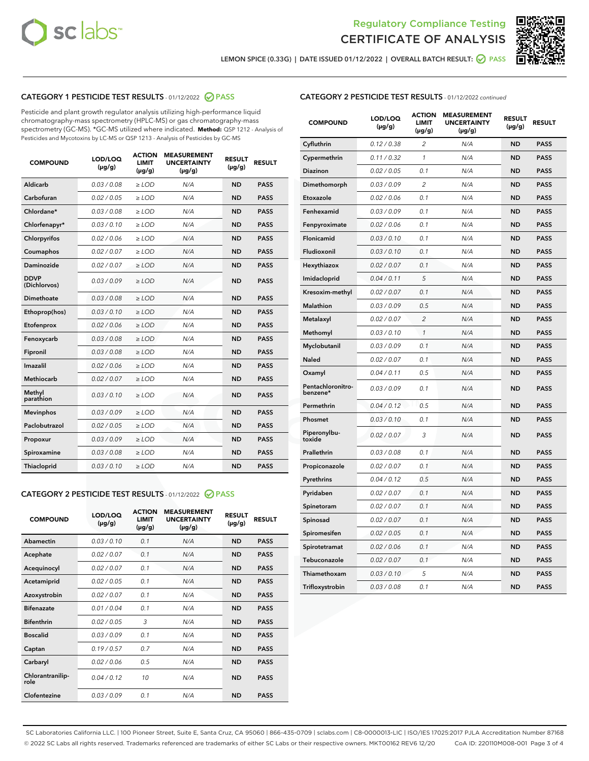Regulatory Compliance Testing
CERTIFICATE OF ANALYSIS

LEMON SPICE (0.33G) | DATE ISSUED 01/12/2022 | OVERALL BATCH RESULT: PASS

## CATEGORY 1 PESTICIDE TEST RESULTS - 01/12/2022 PASS

Pesticide and plant growth regulator analysis utilizing high-performance liquid chromatography-mass spectrometry (HPLC-MS) or gas chromatography-mass spectrometry (GC-MS). *GC-MS utilized where indicated. **Method:** QSP 1212 - Analysis of Pesticides and Mycotoxins by LC-MS or QSP 1213 - Analysis of Pesticides by GC-MS

| COMPOUND | LOD/LOQ (µg/g) | ACTION LIMIT (µg/g) | MEASUREMENT UNCERTAINTY (µg/g) | RESULT (µg/g) | RESULT |
|---|---|---|---|---|---|
| Aldicarb | 0.03 / 0.08 | ≥ LOD | N/A | ND | PASS |
| Carbofuran | 0.02 / 0.05 | ≥ LOD | N/A | ND | PASS |
| Chlordane* | 0.03 / 0.08 | ≥ LOD | N/A | ND | PASS |
| Chlorfenapyr* | 0.03 / 0.10 | ≥ LOD | N/A | ND | PASS |
| Chlorpyrifos | 0.02 / 0.06 | ≥ LOD | N/A | ND | PASS |
| Coumaphos | 0.02 / 0.07 | ≥ LOD | N/A | ND | PASS |
| Daminozide | 0.02 / 0.07 | ≥ LOD | N/A | ND | PASS |
| DDVP (Dichlorvos) | 0.03 / 0.09 | ≥ LOD | N/A | ND | PASS |
| Dimethoate | 0.03 / 0.08 | ≥ LOD | N/A | ND | PASS |
| Ethoprop(hos) | 0.03 / 0.10 | ≥ LOD | N/A | ND | PASS |
| Etofenprox | 0.02 / 0.06 | ≥ LOD | N/A | ND | PASS |
| Fenoxycarb | 0.03 / 0.08 | ≥ LOD | N/A | ND | PASS |
| Fipronil | 0.03 / 0.08 | ≥ LOD | N/A | ND | PASS |
| Imazalil | 0.02 / 0.06 | ≥ LOD | N/A | ND | PASS |
| Methiocarb | 0.02 / 0.07 | ≥ LOD | N/A | ND | PASS |
| Methyl parathion | 0.03 / 0.10 | ≥ LOD | N/A | ND | PASS |
| Mevinphos | 0.03 / 0.09 | ≥ LOD | N/A | ND | PASS |
| Paclobutrazol | 0.02 / 0.05 | ≥ LOD | N/A | ND | PASS |
| Propoxur | 0.03 / 0.09 | ≥ LOD | N/A | ND | PASS |
| Spiroxamine | 0.03 / 0.08 | ≥ LOD | N/A | ND | PASS |
| Thiacloprid | 0.03 / 0.10 | ≥ LOD | N/A | ND | PASS |

## CATEGORY 2 PESTICIDE TEST RESULTS - 01/12/2022 PASS

| COMPOUND | LOD/LOQ (µg/g) | ACTION LIMIT (µg/g) | MEASUREMENT UNCERTAINTY (µg/g) | RESULT (µg/g) | RESULT |
|---|---|---|---|---|---|
| Abamectin | 0.03 / 0.10 | 0.1 | N/A | ND | PASS |
| Acephate | 0.02 / 0.07 | 0.1 | N/A | ND | PASS |
| Acequinocyl | 0.02 / 0.07 | 0.1 | N/A | ND | PASS |
| Acetamiprid | 0.02 / 0.05 | 0.1 | N/A | ND | PASS |
| Azoxystrobin | 0.02 / 0.07 | 0.1 | N/A | ND | PASS |
| Bifenazate | 0.01 / 0.04 | 0.1 | N/A | ND | PASS |
| Bifenthrin | 0.02 / 0.05 | 3 | N/A | ND | PASS |
| Boscalid | 0.03 / 0.09 | 0.1 | N/A | ND | PASS |
| Captan | 0.19 / 0.57 | 0.7 | N/A | ND | PASS |
| Carbaryl | 0.02 / 0.06 | 0.5 | N/A | ND | PASS |
| Chlorantraniliprole | 0.04 / 0.12 | 10 | N/A | ND | PASS |
| Clofentezine | 0.03 / 0.09 | 0.1 | N/A | ND | PASS |
| Cyfluthrin | 0.12 / 0.38 | 2 | N/A | ND | PASS |
| Cypermethrin | 0.11 / 0.32 | 1 | N/A | ND | PASS |
| Diazinon | 0.02 / 0.05 | 0.1 | N/A | ND | PASS |
| Dimethomorph | 0.03 / 0.09 | 2 | N/A | ND | PASS |
| Etoxazole | 0.02 / 0.06 | 0.1 | N/A | ND | PASS |
| Fenhexamid | 0.03 / 0.09 | 0.1 | N/A | ND | PASS |
| Fenpyroximate | 0.02 / 0.06 | 0.1 | N/A | ND | PASS |
| Flonicamid | 0.03 / 0.10 | 0.1 | N/A | ND | PASS |
| Fludioxonil | 0.03 / 0.10 | 0.1 | N/A | ND | PASS |
| Hexythiazox | 0.02 / 0.07 | 0.1 | N/A | ND | PASS |
| Imidacloprid | 0.04 / 0.11 | 5 | N/A | ND | PASS |
| Kresoxim-methyl | 0.02 / 0.07 | 0.1 | N/A | ND | PASS |
| Malathion | 0.03 / 0.09 | 0.5 | N/A | ND | PASS |
| Metalaxyl | 0.02 / 0.07 | 2 | N/A | ND | PASS |
| Methomyl | 0.03 / 0.10 | 1 | N/A | ND | PASS |
| Myclobutanil | 0.03 / 0.09 | 0.1 | N/A | ND | PASS |
| Naled | 0.02 / 0.07 | 0.1 | N/A | ND | PASS |
| Oxamyl | 0.04 / 0.11 | 0.5 | N/A | ND | PASS |
| Pentachloronitrobenzene* | 0.03 / 0.09 | 0.1 | N/A | ND | PASS |
| Permethrin | 0.04 / 0.12 | 0.5 | N/A | ND | PASS |
| Phosmet | 0.03 / 0.10 | 0.1 | N/A | ND | PASS |
| Piperonylbutoxide | 0.02 / 0.07 | 3 | N/A | ND | PASS |
| Prallethrin | 0.03 / 0.08 | 0.1 | N/A | ND | PASS |
| Propiconazole | 0.02 / 0.07 | 0.1 | N/A | ND | PASS |
| Pyrethrins | 0.04 / 0.12 | 0.5 | N/A | ND | PASS |
| Pyridaben | 0.02 / 0.07 | 0.1 | N/A | ND | PASS |
| Spinetoram | 0.02 / 0.07 | 0.1 | N/A | ND | PASS |
| Spinosad | 0.02 / 0.07 | 0.1 | N/A | ND | PASS |
| Spiromesifen | 0.02 / 0.05 | 0.1 | N/A | ND | PASS |
| Spirotetramat | 0.02 / 0.06 | 0.1 | N/A | ND | PASS |
| Tebuconazole | 0.02 / 0.07 | 0.1 | N/A | ND | PASS |
| Thiamethoxam | 0.03 / 0.10 | 5 | N/A | ND | PASS |
| Trifloxystrobin | 0.03 / 0.08 | 0.1 | N/A | ND | PASS |

SC Laboratories California LLC. | 100 Pioneer Street, Suite E, Santa Cruz, CA 95060 | 866-435-0709 | sclabs.com | C8-0000013-LIC | ISO/IES 17025:2017 PJLA Accreditation Number 87168
© 2022 SC Labs all rights reserved. Trademarks referenced are trademarks of either SC Labs or their respective owners. MKT00162 REV6 12/20 CoA ID: 220110M008-001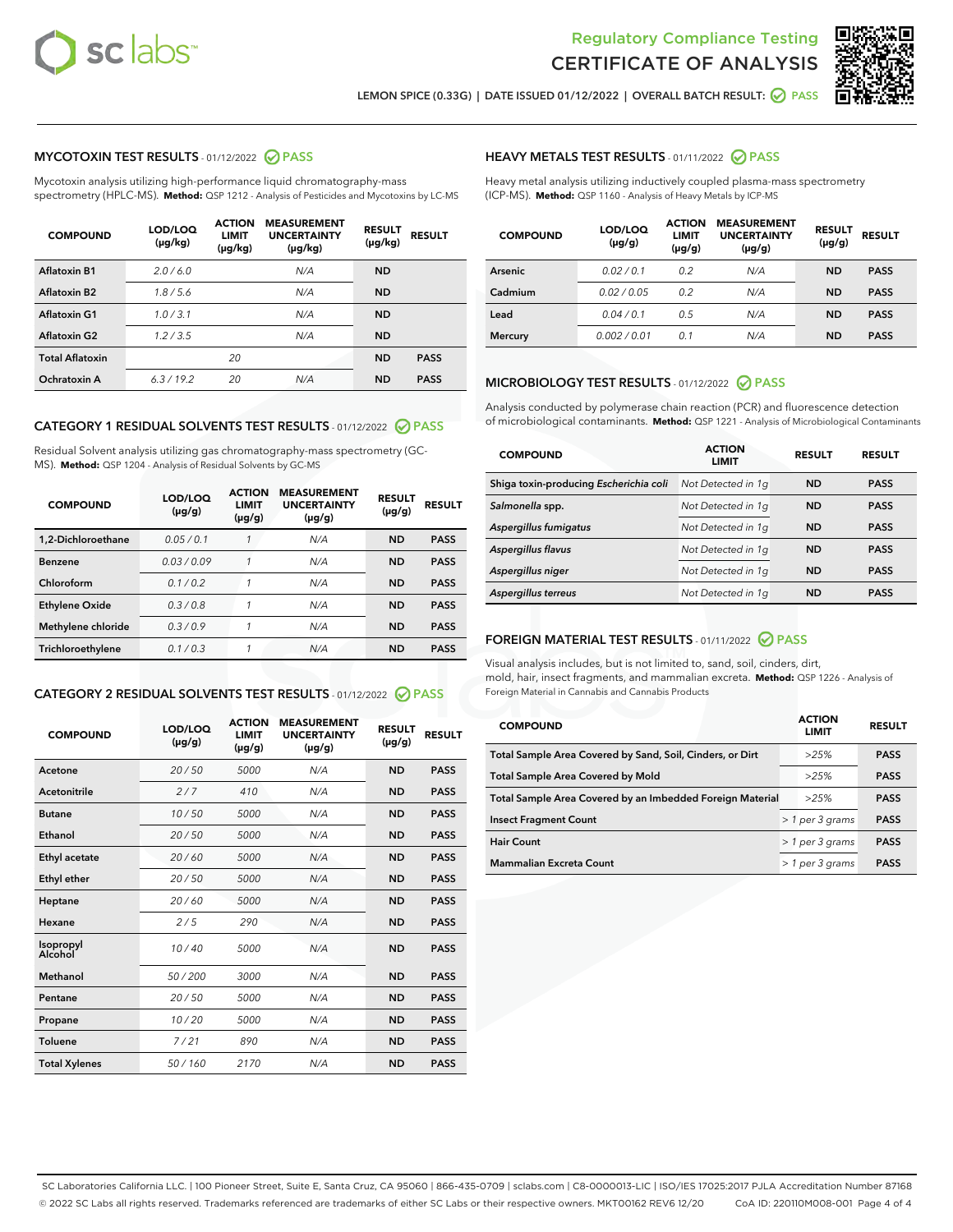Regulatory Compliance Testing
# CERTIFICATE OF ANALYSIS

LEMON SPICE (0.33G) | DATE ISSUED 01/12/2022 | OVERALL BATCH RESULT: PASS

## MYCOTOXIN TEST RESULTS - 01/12/2022 PASS

Mycotoxin analysis utilizing high-performance liquid chromatography-mass spectrometry (HPLC-MS). **Method:** QSP 1212 - Analysis of Pesticides and Mycotoxins by LC-MS

| COMPOUND | LOD/LOQ (µg/kg) | ACTION LIMIT (µg/kg) | MEASUREMENT UNCERTAINTY (µg/kg) | RESULT (µg/kg) | RESULT |
|---|---|---|---|---|---|
| Aflatoxin B1 | 2.0 / 6.0 | | N/A | ND | |
| Aflatoxin B2 | 1.8 / 5.6 | | N/A | ND | |
| Aflatoxin G1 | 1.0 / 3.1 | | N/A | ND | |
| Aflatoxin G2 | 1.2 / 3.5 | | N/A | ND | |
| Total Aflatoxin | | 20 | | ND | PASS |
| Ochratoxin A | 6.3 / 19.2 | 20 | N/A | ND | PASS |

## CATEGORY 1 RESIDUAL SOLVENTS TEST RESULTS - 01/12/2022 PASS

Residual Solvent analysis utilizing gas chromatography-mass spectrometry (GC-MS). **Method:** QSP 1204 - Analysis of Residual Solvents by GC-MS

| COMPOUND | LOD/LOQ (µg/g) | ACTION LIMIT (µg/g) | MEASUREMENT UNCERTAINTY (µg/g) | RESULT (µg/g) | RESULT |
|---|---|---|---|---|---|
| 1,2-Dichloroethane | 0.05 / 0.1 | 1 | N/A | ND | PASS |
| Benzene | 0.03 / 0.09 | 1 | N/A | ND | PASS |
| Chloroform | 0.1 / 0.2 | 1 | N/A | ND | PASS |
| Ethylene Oxide | 0.3 / 0.8 | 1 | N/A | ND | PASS |
| Methylene chloride | 0.3 / 0.9 | 1 | N/A | ND | PASS |
| Trichloroethylene | 0.1 / 0.3 | 1 | N/A | ND | PASS |

## CATEGORY 2 RESIDUAL SOLVENTS TEST RESULTS - 01/12/2022 PASS

| COMPOUND | LOD/LOQ (µg/g) | ACTION LIMIT (µg/g) | MEASUREMENT UNCERTAINTY (µg/g) | RESULT (µg/g) | RESULT |
|---|---|---|---|---|---|
| Acetone | 20 / 50 | 5000 | N/A | ND | PASS |
| Acetonitrile | 2 / 7 | 410 | N/A | ND | PASS |
| Butane | 10 / 50 | 5000 | N/A | ND | PASS |
| Ethanol | 20 / 50 | 5000 | N/A | ND | PASS |
| Ethyl acetate | 20 / 60 | 5000 | N/A | ND | PASS |
| Ethyl ether | 20 / 50 | 5000 | N/A | ND | PASS |
| Heptane | 20 / 60 | 5000 | N/A | ND | PASS |
| Hexane | 2 / 5 | 290 | N/A | ND | PASS |
| Isopropyl Alcohol | 10 / 40 | 5000 | N/A | ND | PASS |
| Methanol | 50 / 200 | 3000 | N/A | ND | PASS |
| Pentane | 20 / 50 | 5000 | N/A | ND | PASS |
| Propane | 10 / 20 | 5000 | N/A | ND | PASS |
| Toluene | 7 / 21 | 890 | N/A | ND | PASS |
| Total Xylenes | 50 / 160 | 2170 | N/A | ND | PASS |

## HEAVY METALS TEST RESULTS - 01/11/2022 PASS

Heavy metal analysis utilizing inductively coupled plasma-mass spectrometry (ICP-MS). **Method:** QSP 1160 - Analysis of Heavy Metals by ICP-MS

| COMPOUND | LOD/LOQ (µg/g) | ACTION LIMIT (µg/g) | MEASUREMENT UNCERTAINTY (µg/g) | RESULT (µg/g) | RESULT |
|---|---|---|---|---|---|
| Arsenic | 0.02 / 0.1 | 0.2 | N/A | ND | PASS |
| Cadmium | 0.02 / 0.05 | 0.2 | N/A | ND | PASS |
| Lead | 0.04 / 0.1 | 0.5 | N/A | ND | PASS |
| Mercury | 0.002 / 0.01 | 0.1 | N/A | ND | PASS |

## MICROBIOLOGY TEST RESULTS - 01/12/2022 PASS

Analysis conducted by polymerase chain reaction (PCR) and fluorescence detection of microbiological contaminants. **Method:** QSP 1221 - Analysis of Microbiological Contaminants

| COMPOUND | ACTION LIMIT | RESULT | RESULT |
|---|---|---|---|
| Shiga toxin-producing *Escherichia coli* | Not Detected in 1g | ND | PASS |
| *Salmonella* spp. | Not Detected in 1g | ND | PASS |
| *Aspergillus fumigatus* | Not Detected in 1g | ND | PASS |
| *Aspergillus flavus* | Not Detected in 1g | ND | PASS |
| *Aspergillus niger* | Not Detected in 1g | ND | PASS |
| *Aspergillus terreus* | Not Detected in 1g | ND | PASS |

## FOREIGN MATERIAL TEST RESULTS - 01/11/2022 PASS

Visual analysis includes, but is not limited to, sand, soil, cinders, dirt, mold, hair, insect fragments, and mammalian excreta. **Method:** QSP 1226 - Analysis of Foreign Material in Cannabis and Cannabis Products

| COMPOUND | ACTION LIMIT | RESULT |
|---|---|---|
| Total Sample Area Covered by Sand, Soil, Cinders, or Dirt | >25% | PASS |
| Total Sample Area Covered by Mold | >25% | PASS |
| Total Sample Area Covered by an Imbedded Foreign Material | >25% | PASS |
| Insect Fragment Count | > 1 per 3 grams | PASS |
| Hair Count | > 1 per 3 grams | PASS |
| Mammalian Excreta Count | > 1 per 3 grams | PASS |

SC Laboratories California LLC. | 100 Pioneer Street, Suite E, Santa Cruz, CA 95060 | 866-435-0709 | sclabs.com | C8-0000013-LIC | ISO/IES 17025:2017 PJLA Accreditation Number 87168
© 2022 SC Labs all rights reserved. Trademarks referenced are trademarks of either SC Labs or their respective owners. MKT00162 REV6 12/20 CoA ID: 220110M008-001